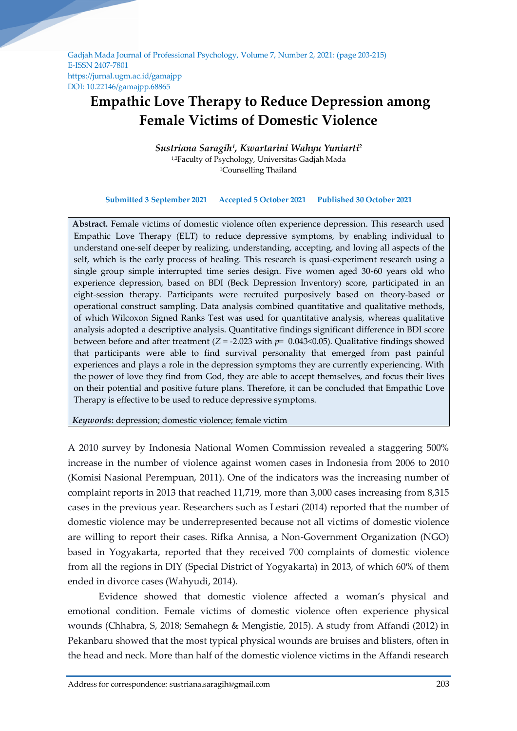# Empathic Love Therapy to Reduce Depression among Female Victims of Domestic Violence

***Sustriana Saragih[1], Kwartarini Wahyu Yuniarti[2]***

[1,2]Faculty of Psychology, Universitas Gadjah Mada
[1]Counselling Thailand

**Submitted 3 September 2021 Accepted 5 October 2021 Published 30 October 2021**

**Abstract.** Female victims of domestic violence often experience depression. This research used Empathic Love Therapy (ELT) to reduce depressive symptoms, by enabling individual to understand one-self deeper by realizing, understanding, accepting, and loving all aspects of the self, which is the early process of healing. This research is quasi-experiment research using a single group simple interrupted time series design. Five women aged 30-60 years old who experience depression, based on BDI (Beck Depression Inventory) score, participated in an eight-session therapy. Participants were recruited purposively based on theory-based or operational construct sampling. Data analysis combined quantitative and qualitative methods, of which Wilcoxon Signed Ranks Test was used for quantitative analysis, whereas qualitative analysis adopted a descriptive analysis. Quantitative findings significant difference in BDI score between before and after treatment ($Z = -2.023$ with $p = 0.043 < 0.05$). Qualitative findings showed that participants were able to find survival personality that emerged from past painful experiences and plays a role in the depression symptoms they are currently experiencing. With the power of love they find from God, they are able to accept themselves, and focus their lives on their potential and positive future plans. Therefore, it can be concluded that Empathic Love Therapy is effective to be used to reduce depressive symptoms.

***Keywords*:** depression; domestic violence; female victim

A 2010 survey by Indonesia National Women Commission revealed a staggering 500% increase in the number of violence against women cases in Indonesia from 2006 to 2010 (Komisi Nasional Perempuan, 2011). One of the indicators was the increasing number of complaint reports in 2013 that reached 11,719, more than 3,000 cases increasing from 8,315 cases in the previous year. Researchers such as Lestari (2014) reported that the number of domestic violence may be underrepresented because not all victims of domestic violence are willing to report their cases. Rifka Annisa, a Non-Government Organization (NGO) based in Yogyakarta, reported that they received 700 complaints of domestic violence from all the regions in DIY (Special District of Yogyakarta) in 2013, of which 60% of them ended in divorce cases (Wahyudi, 2014).

Evidence showed that domestic violence affected a woman's physical and emotional condition. Female victims of domestic violence often experience physical wounds (Chhabra, S, 2018; Semahegn & Mengistie, 2015). A study from Affandi (2012) in Pekanbaru showed that the most typical physical wounds are bruises and blisters, often in the head and neck. More than half of the domestic violence victims in the Affandi research

Address for correspondence: sustriana.saragih@gmail.com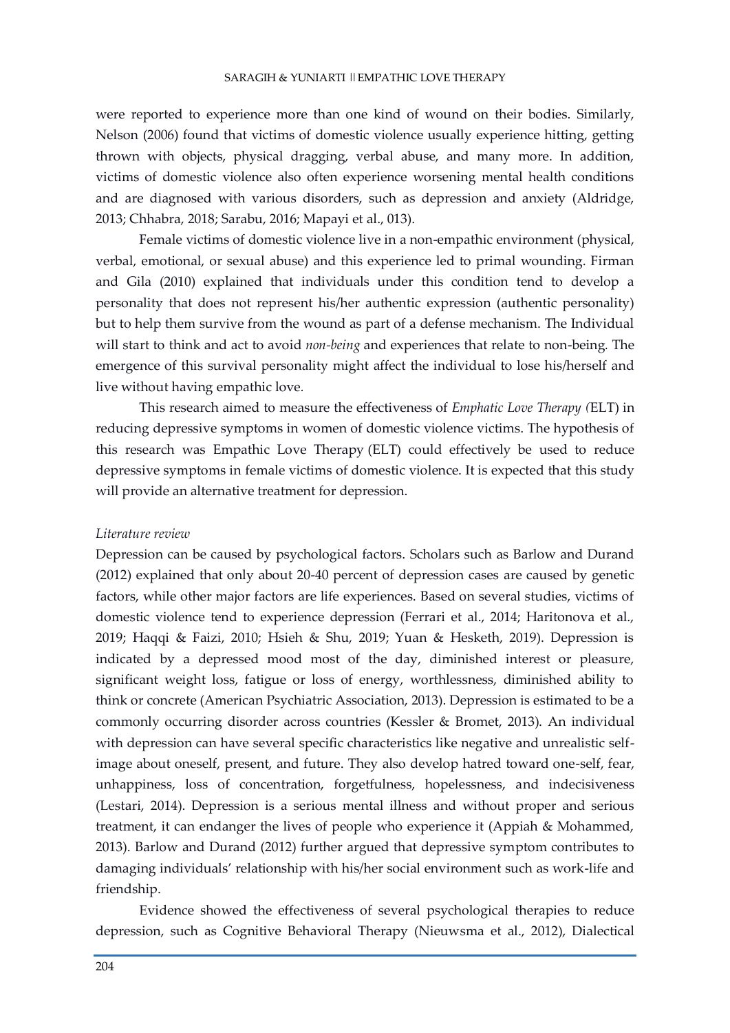were reported to experience more than one kind of wound on their bodies. Similarly, Nelson (2006) found that victims of domestic violence usually experience hitting, getting thrown with objects, physical dragging, verbal abuse, and many more. In addition, victims of domestic violence also often experience worsening mental health conditions and are diagnosed with various disorders, such as depression and anxiety (Aldridge, 2013; Chhabra, 2018; Sarabu, 2016; Mapayi et al., 013).

Female victims of domestic violence live in a non-empathic environment (physical, verbal, emotional, or sexual abuse) and this experience led to primal wounding. Firman and Gila (2010) explained that individuals under this condition tend to develop a personality that does not represent his/her authentic expression (authentic personality) but to help them survive from the wound as part of a defense mechanism. The Individual will start to think and act to avoid *non-being* and experiences that relate to non-being. The emergence of this survival personality might affect the individual to lose his/herself and live without having empathic love.

This research aimed to measure the effectiveness of *Emphatic Love Therapy (*ELT) in reducing depressive symptoms in women of domestic violence victims. The hypothesis of this research was Empathic Love Therapy (ELT) could effectively be used to reduce depressive symptoms in female victims of domestic violence. It is expected that this study will provide an alternative treatment for depression.

*Literature review*

Depression can be caused by psychological factors. Scholars such as Barlow and Durand (2012) explained that only about 20-40 percent of depression cases are caused by genetic factors, while other major factors are life experiences. Based on several studies, victims of domestic violence tend to experience depression (Ferrari et al., 2014; Haritonova et al., 2019; Haqqi & Faizi, 2010; Hsieh & Shu, 2019; Yuan & Hesketh, 2019). Depression is indicated by a depressed mood most of the day, diminished interest or pleasure, significant weight loss, fatigue or loss of energy, worthlessness, diminished ability to think or concrete (American Psychiatric Association, 2013). Depression is estimated to be a commonly occurring disorder across countries (Kessler & Bromet, 2013). An individual with depression can have several specific characteristics like negative and unrealistic self-image about oneself, present, and future. They also develop hatred toward one-self, fear, unhappiness, loss of concentration, forgetfulness, hopelessness, and indecisiveness (Lestari, 2014). Depression is a serious mental illness and without proper and serious treatment, it can endanger the lives of people who experience it (Appiah & Mohammed, 2013). Barlow and Durand (2012) further argued that depressive symptom contributes to damaging individuals' relationship with his/her social environment such as work-life and friendship.

Evidence showed the effectiveness of several psychological therapies to reduce depression, such as Cognitive Behavioral Therapy (Nieuwsma et al., 2012), Dialectical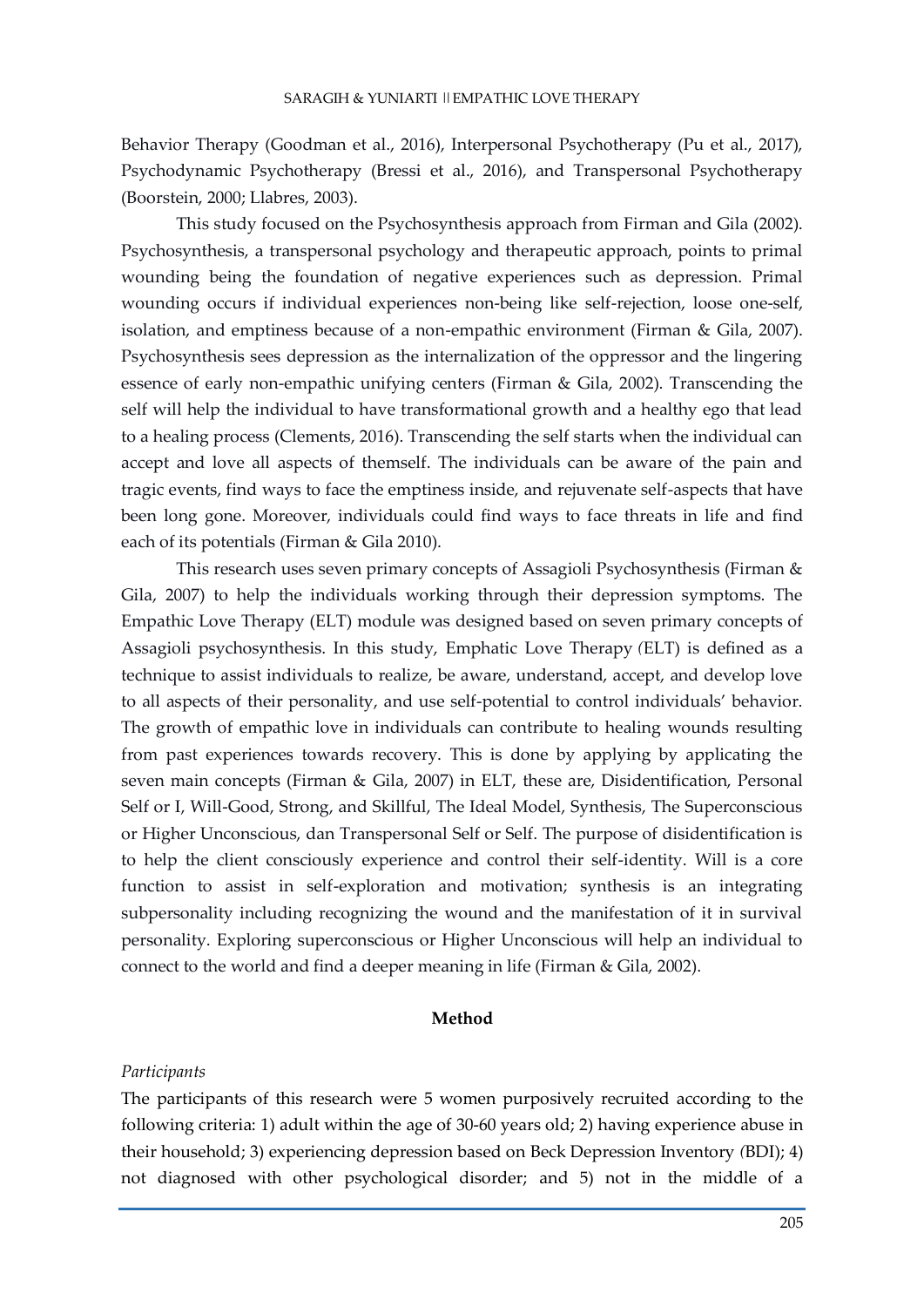Behavior Therapy (Goodman et al., 2016), Interpersonal Psychotherapy (Pu et al., 2017), Psychodynamic Psychotherapy (Bressi et al., 2016), and Transpersonal Psychotherapy (Boorstein, 2000; Llabres, 2003).

This study focused on the Psychosynthesis approach from Firman and Gila (2002). Psychosynthesis, a transpersonal psychology and therapeutic approach, points to primal wounding being the foundation of negative experiences such as depression. Primal wounding occurs if individual experiences non-being like self-rejection, loose one-self, isolation, and emptiness because of a non-empathic environment (Firman & Gila, 2007). Psychosynthesis sees depression as the internalization of the oppressor and the lingering essence of early non-empathic unifying centers (Firman & Gila, 2002). Transcending the self will help the individual to have transformational growth and a healthy ego that lead to a healing process (Clements, 2016). Transcending the self starts when the individual can accept and love all aspects of themself. The individuals can be aware of the pain and tragic events, find ways to face the emptiness inside, and rejuvenate self-aspects that have been long gone. Moreover, individuals could find ways to face threats in life and find each of its potentials (Firman & Gila 2010).

This research uses seven primary concepts of Assagioli Psychosynthesis (Firman & Gila, 2007) to help the individuals working through their depression symptoms. The Empathic Love Therapy (ELT) module was designed based on seven primary concepts of Assagioli psychosynthesis. In this study, Emphatic Love Therapy *(*ELT) is defined as a technique to assist individuals to realize, be aware, understand, accept, and develop love to all aspects of their personality, and use self-potential to control individuals' behavior. The growth of empathic love in individuals can contribute to healing wounds resulting from past experiences towards recovery. This is done by applying by applicating the seven main concepts (Firman & Gila, 2007) in ELT, these are, Disidentification, Personal Self or I, Will-Good, Strong, and Skillful, The Ideal Model, Synthesis, The Superconscious or Higher Unconscious, dan Transpersonal Self or Self. The purpose of disidentification is to help the client consciously experience and control their self-identity. Will is a core function to assist in self-exploration and motivation; synthesis is an integrating subpersonality including recognizing the wound and the manifestation of it in survival personality. Exploring superconscious or Higher Unconscious will help an individual to connect to the world and find a deeper meaning in life (Firman & Gila, 2002).

## Method

*Participants*

The participants of this research were 5 women purposively recruited according to the following criteria: 1) adult within the age of 30-60 years old; 2) having experience abuse in their household; 3) experiencing depression based on Beck Depression Inventory *(*BDI); 4) not diagnosed with other psychological disorder; and 5) not in the middle of a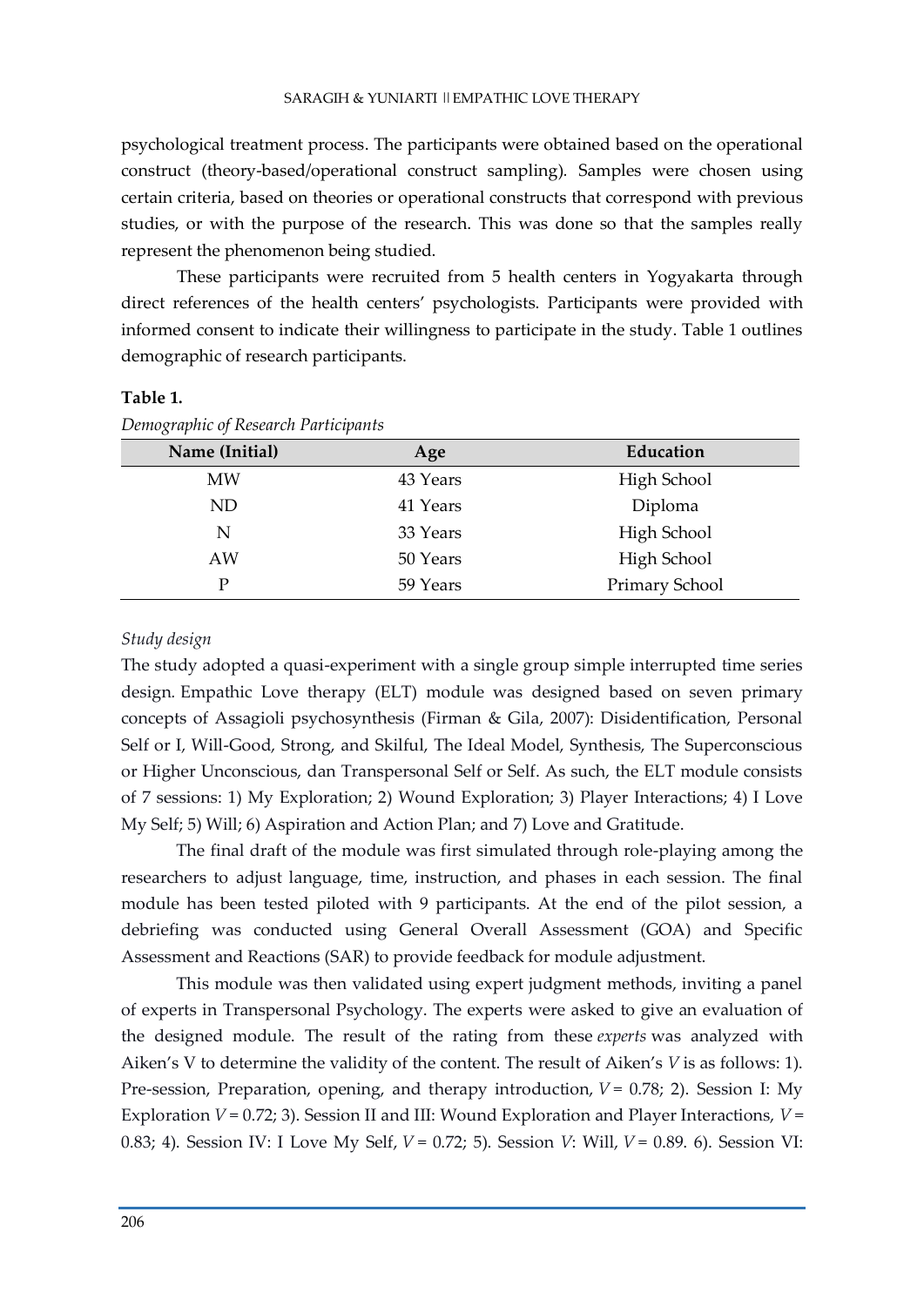psychological treatment process. The participants were obtained based on the operational construct (theory-based/operational construct sampling). Samples were chosen using certain criteria, based on theories or operational constructs that correspond with previous studies, or with the purpose of the research. This was done so that the samples really represent the phenomenon being studied.

These participants were recruited from 5 health centers in Yogyakarta through direct references of the health centers' psychologists. Participants were provided with informed consent to indicate their willingness to participate in the study. Table 1 outlines demographic of research participants.

**Table 1.**

*Demographic of Research Participants*

| Name (Initial) | Age | Education |
|---|---|---|
| MW | 43 Years | High School |
| ND | 41 Years | Diploma |
| N | 33 Years | High School |
| AW | 50 Years | High School |
| P | 59 Years | Primary School |

*Study design*

The study adopted a quasi-experiment with a single group simple interrupted time series design. Empathic Love therapy (ELT) module was designed based on seven primary concepts of Assagioli psychosynthesis (Firman & Gila, 2007): Disidentification, Personal Self or I, Will-Good, Strong, and Skilful, The Ideal Model, Synthesis, The Superconscious or Higher Unconscious, dan Transpersonal Self or Self. As such, the ELT module consists of 7 sessions: 1) My Exploration; 2) Wound Exploration; 3) Player Interactions; 4) I Love My Self; 5) Will; 6) Aspiration and Action Plan; and 7) Love and Gratitude.

The final draft of the module was first simulated through role-playing among the researchers to adjust language, time, instruction, and phases in each session. The final module has been tested piloted with 9 participants. At the end of the pilot session, a debriefing was conducted using General Overall Assessment (GOA) and Specific Assessment and Reactions (SAR) to provide feedback for module adjustment.

This module was then validated using expert judgment methods, inviting a panel of experts in Transpersonal Psychology. The experts were asked to give an evaluation of the designed module. The result of the rating from these *experts* was analyzed with Aiken's V to determine the validity of the content. The result of Aiken's $V$ is as follows: 1). Pre-session, Preparation, opening, and therapy introduction, $V = 0.78$; 2). Session I: My Exploration $V = 0.72$; 3). Session II and III: Wound Exploration and Player Interactions, $V = 0.83$; 4). Session IV: I Love My Self, $V = 0.72$; 5). Session *V*: Will, $V = 0.89$. 6). Session VI: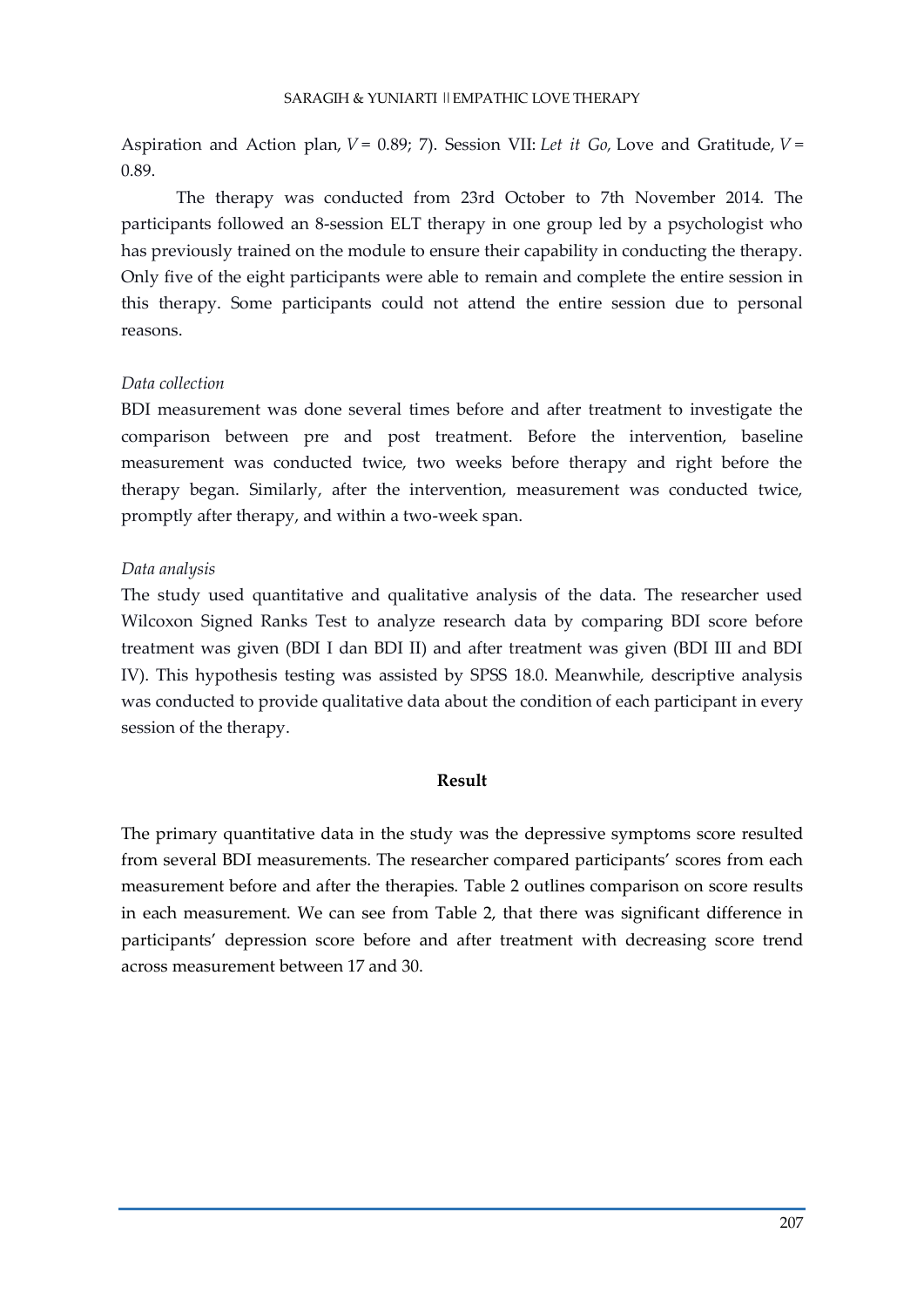Aspiration and Action plan, $V = 0.89$; 7). Session VII: *Let it Go,* Love and Gratitude, $V = 0.89$.

The therapy was conducted from 23rd October to 7th November 2014. The participants followed an 8-session ELT therapy in one group led by a psychologist who has previously trained on the module to ensure their capability in conducting the therapy. Only five of the eight participants were able to remain and complete the entire session in this therapy. Some participants could not attend the entire session due to personal reasons.

*Data collection*

BDI measurement was done several times before and after treatment to investigate the comparison between pre and post treatment. Before the intervention, baseline measurement was conducted twice, two weeks before therapy and right before the therapy began. Similarly, after the intervention, measurement was conducted twice, promptly after therapy, and within a two-week span.

*Data analysis*

The study used quantitative and qualitative analysis of the data. The researcher used Wilcoxon Signed Ranks Test to analyze research data by comparing BDI score before treatment was given (BDI I dan BDI II) and after treatment was given (BDI III and BDI IV). This hypothesis testing was assisted by SPSS 18.0. Meanwhile, descriptive analysis was conducted to provide qualitative data about the condition of each participant in every session of the therapy.

## Result

The primary quantitative data in the study was the depressive symptoms score resulted from several BDI measurements. The researcher compared participants' scores from each measurement before and after the therapies. Table 2 outlines comparison on score results in each measurement. We can see from Table 2, that there was significant difference in participants' depression score before and after treatment with decreasing score trend across measurement between 17 and 30.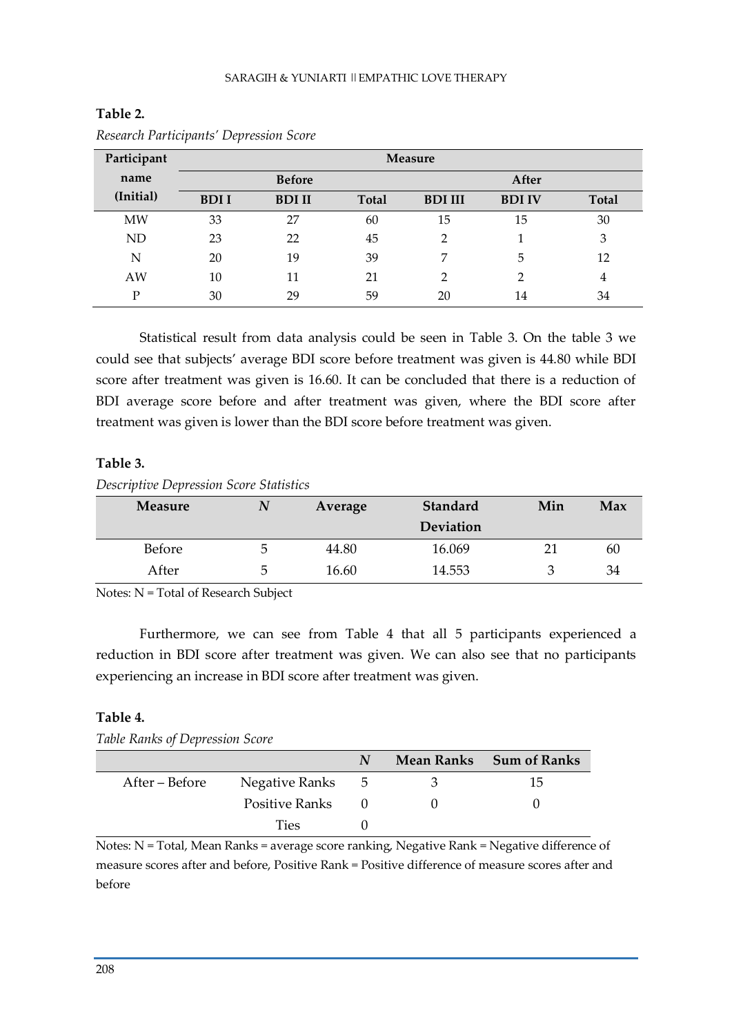**Table 2.**

*Research Participants' Depression Score*

| Participant name (Initial) | Measure | | | | | |
|---|---|---|---|---|---|---|
| | Before | | | After | | |
| | BDI I | BDI II | Total | BDI III | BDI IV | Total |
| MW | 33 | 27 | 60 | 15 | 15 | 30 |
| ND | 23 | 22 | 45 | 2 | 1 | 3 |
| N | 20 | 19 | 39 | 7 | 5 | 12 |
| AW | 10 | 11 | 21 | 2 | 2 | 4 |
| P | 30 | 29 | 59 | 20 | 14 | 34 |

Statistical result from data analysis could be seen in Table 3. On the table 3 we could see that subjects' average BDI score before treatment was given is 44.80 while BDI score after treatment was given is 16.60. It can be concluded that there is a reduction of BDI average score before and after treatment was given, where the BDI score after treatment was given is lower than the BDI score before treatment was given.

**Table 3.**

*Descriptive Depression Score Statistics*

| Measure | *N* | Average | Standard Deviation | Min | Max |
|---|---|---|---|---|---|
| Before | 5 | 44.80 | 16.069 | 21 | 60 |
| After | 5 | 16.60 | 14.553 | 3 | 34 |

Notes: N = Total of Research Subject

Furthermore, we can see from Table 4 that all 5 participants experienced a reduction in BDI score after treatment was given. We can also see that no participants experiencing an increase in BDI score after treatment was given.

**Table 4.**

*Table Ranks of Depression Score*

| | | *N* | Mean Ranks | Sum of Ranks |
|---|---|---|---|---|
| After – Before | Negative Ranks | 5 | 3 | 15 |
| | Positive Ranks | 0 | 0 | 0 |
| | Ties | 0 | | |

Notes: N = Total, Mean Ranks = average score ranking, Negative Rank = Negative difference of measure scores after and before, Positive Rank = Positive difference of measure scores after and before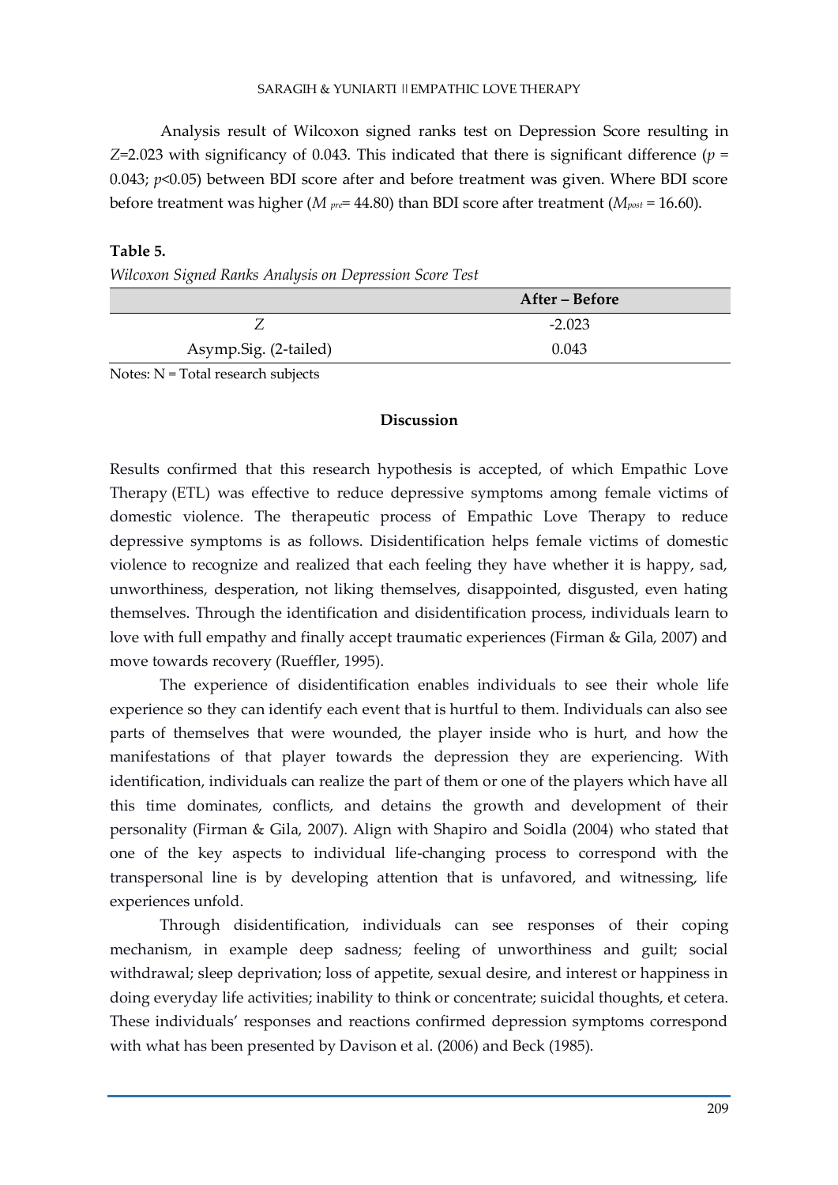Analysis result of Wilcoxon signed ranks test on Depression Score resulting in $Z$=2.023 with significancy of 0.043. This indicated that there is significant difference ($p$ = 0.043; $p$<0.05) between BDI score after and before treatment was given. Where BDI score before treatment was higher ($M_{pre}$= 44.80) than BDI score after treatment ($M_{post}$ = 16.60).

**Table 5.**

*Wilcoxon Signed Ranks Analysis on Depression Score Test*

| | After – Before |
|---|---|
| $Z$ | -2.023 |
| Asymp.Sig. (2-tailed) | 0.043 |

Notes: N = Total research subjects

## Discussion

Results confirmed that this research hypothesis is accepted, of which Empathic Love Therapy (ETL) was effective to reduce depressive symptoms among female victims of domestic violence. The therapeutic process of Empathic Love Therapy to reduce depressive symptoms is as follows. Disidentification helps female victims of domestic violence to recognize and realized that each feeling they have whether it is happy, sad, unworthiness, desperation, not liking themselves, disappointed, disgusted, even hating themselves. Through the identification and disidentification process, individuals learn to love with full empathy and finally accept traumatic experiences (Firman & Gila, 2007) and move towards recovery (Rueffler, 1995).

The experience of disidentification enables individuals to see their whole life experience so they can identify each event that is hurtful to them. Individuals can also see parts of themselves that were wounded, the player inside who is hurt, and how the manifestations of that player towards the depression they are experiencing. With identification, individuals can realize the part of them or one of the players which have all this time dominates, conflicts, and detains the growth and development of their personality (Firman & Gila, 2007). Align with Shapiro and Soidla (2004) who stated that one of the key aspects to individual life-changing process to correspond with the transpersonal line is by developing attention that is unfavored, and witnessing, life experiences unfold.

Through disidentification, individuals can see responses of their coping mechanism, in example deep sadness; feeling of unworthiness and guilt; social withdrawal; sleep deprivation; loss of appetite, sexual desire, and interest or happiness in doing everyday life activities; inability to think or concentrate; suicidal thoughts, et cetera. These individuals' responses and reactions confirmed depression symptoms correspond with what has been presented by Davison et al. (2006) and Beck (1985).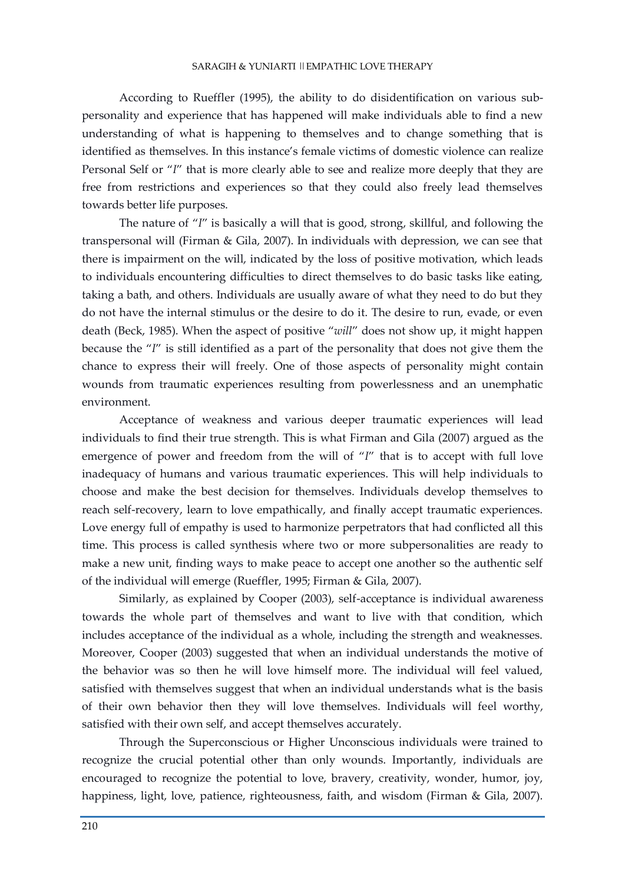According to Rueffler (1995), the ability to do disidentification on various sub-personality and experience that has happened will make individuals able to find a new understanding of what is happening to themselves and to change something that is identified as themselves. In this instance's female victims of domestic violence can realize Personal Self or "*I*" that is more clearly able to see and realize more deeply that they are free from restrictions and experiences so that they could also freely lead themselves towards better life purposes.

The nature of "*I*" is basically a will that is good, strong, skillful, and following the transpersonal will (Firman & Gila, 2007). In individuals with depression, we can see that there is impairment on the will, indicated by the loss of positive motivation, which leads to individuals encountering difficulties to direct themselves to do basic tasks like eating, taking a bath, and others. Individuals are usually aware of what they need to do but they do not have the internal stimulus or the desire to do it. The desire to run, evade, or even death (Beck, 1985). When the aspect of positive "*will*" does not show up, it might happen because the "*I*" is still identified as a part of the personality that does not give them the chance to express their will freely. One of those aspects of personality might contain wounds from traumatic experiences resulting from powerlessness and an unemphatic environment.

Acceptance of weakness and various deeper traumatic experiences will lead individuals to find their true strength. This is what Firman and Gila (2007) argued as the emergence of power and freedom from the will of "*I*" that is to accept with full love inadequacy of humans and various traumatic experiences. This will help individuals to choose and make the best decision for themselves. Individuals develop themselves to reach self-recovery, learn to love empathically, and finally accept traumatic experiences. Love energy full of empathy is used to harmonize perpetrators that had conflicted all this time. This process is called synthesis where two or more subpersonalities are ready to make a new unit, finding ways to make peace to accept one another so the authentic self of the individual will emerge (Rueffler, 1995; Firman & Gila, 2007).

Similarly, as explained by Cooper (2003), self-acceptance is individual awareness towards the whole part of themselves and want to live with that condition, which includes acceptance of the individual as a whole, including the strength and weaknesses. Moreover, Cooper (2003) suggested that when an individual understands the motive of the behavior was so then he will love himself more. The individual will feel valued, satisfied with themselves suggest that when an individual understands what is the basis of their own behavior then they will love themselves. Individuals will feel worthy, satisfied with their own self, and accept themselves accurately.

Through the Superconscious or Higher Unconscious individuals were trained to recognize the crucial potential other than only wounds. Importantly, individuals are encouraged to recognize the potential to love, bravery, creativity, wonder, humor, joy, happiness, light, love, patience, righteousness, faith, and wisdom (Firman & Gila, 2007).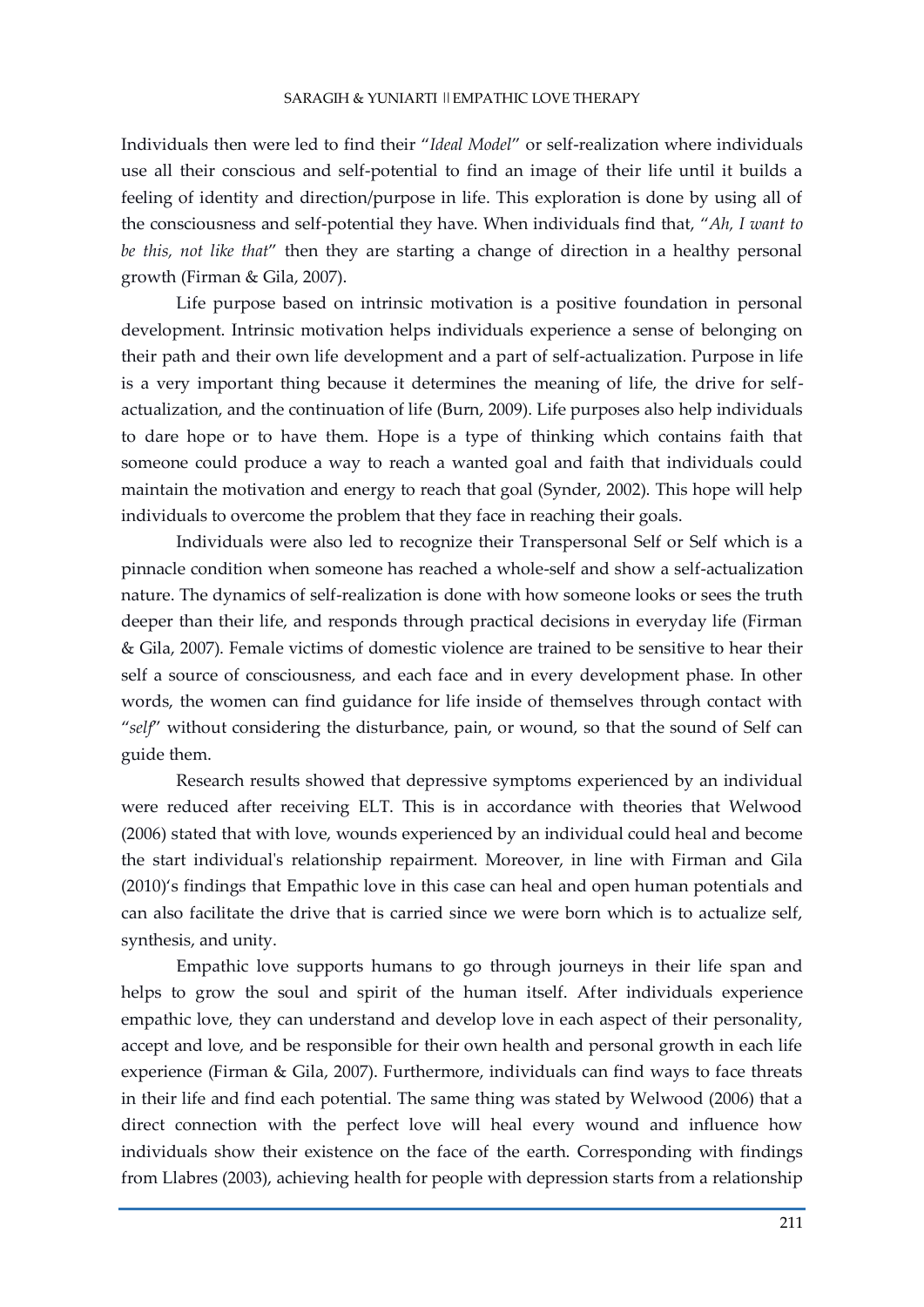Individuals then were led to find their "*Ideal Model*" or self-realization where individuals use all their conscious and self-potential to find an image of their life until it builds a feeling of identity and direction/purpose in life. This exploration is done by using all of the consciousness and self-potential they have. When individuals find that, "*Ah, I want to be this, not like that*" then they are starting a change of direction in a healthy personal growth (Firman & Gila, 2007).

Life purpose based on intrinsic motivation is a positive foundation in personal development. Intrinsic motivation helps individuals experience a sense of belonging on their path and their own life development and a part of self-actualization. Purpose in life is a very important thing because it determines the meaning of life, the drive for self-actualization, and the continuation of life (Burn, 2009). Life purposes also help individuals to dare hope or to have them. Hope is a type of thinking which contains faith that someone could produce a way to reach a wanted goal and faith that individuals could maintain the motivation and energy to reach that goal (Synder, 2002). This hope will help individuals to overcome the problem that they face in reaching their goals.

Individuals were also led to recognize their Transpersonal Self or Self which is a pinnacle condition when someone has reached a whole-self and show a self-actualization nature. The dynamics of self-realization is done with how someone looks or sees the truth deeper than their life, and responds through practical decisions in everyday life (Firman & Gila, 2007). Female victims of domestic violence are trained to be sensitive to hear their self a source of consciousness, and each face and in every development phase. In other words, the women can find guidance for life inside of themselves through contact with "*self*" without considering the disturbance, pain, or wound, so that the sound of Self can guide them.

Research results showed that depressive symptoms experienced by an individual were reduced after receiving ELT. This is in accordance with theories that Welwood (2006) stated that with love, wounds experienced by an individual could heal and become the start individual's relationship repairment. Moreover, in line with Firman and Gila (2010)'s findings that Empathic love in this case can heal and open human potentials and can also facilitate the drive that is carried since we were born which is to actualize self, synthesis, and unity.

Empathic love supports humans to go through journeys in their life span and helps to grow the soul and spirit of the human itself. After individuals experience empathic love, they can understand and develop love in each aspect of their personality, accept and love, and be responsible for their own health and personal growth in each life experience (Firman & Gila, 2007). Furthermore, individuals can find ways to face threats in their life and find each potential. The same thing was stated by Welwood (2006) that a direct connection with the perfect love will heal every wound and influence how individuals show their existence on the face of the earth. Corresponding with findings from Llabres (2003), achieving health for people with depression starts from a relationship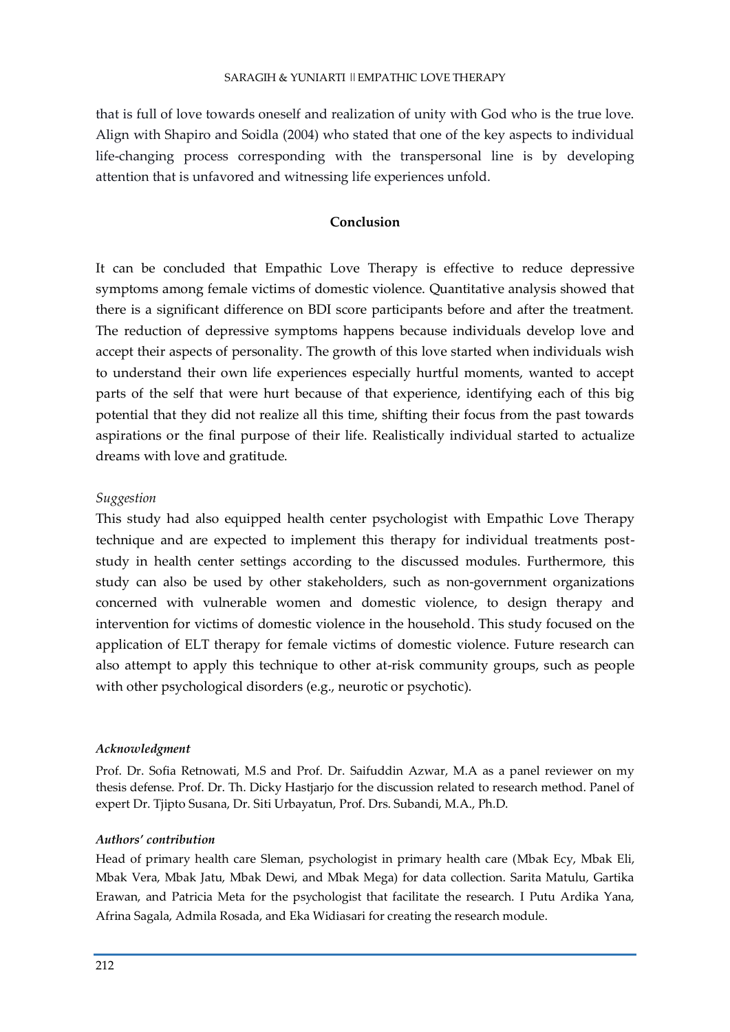that is full of love towards oneself and realization of unity with God who is the true love. Align with Shapiro and Soidla (2004) who stated that one of the key aspects to individual life-changing process corresponding with the transpersonal line is by developing attention that is unfavored and witnessing life experiences unfold.

## Conclusion

It can be concluded that Empathic Love Therapy is effective to reduce depressive symptoms among female victims of domestic violence. Quantitative analysis showed that there is a significant difference on BDI score participants before and after the treatment. The reduction of depressive symptoms happens because individuals develop love and accept their aspects of personality. The growth of this love started when individuals wish to understand their own life experiences especially hurtful moments, wanted to accept parts of the self that were hurt because of that experience, identifying each of this big potential that they did not realize all this time, shifting their focus from the past towards aspirations or the final purpose of their life. Realistically individual started to actualize dreams with love and gratitude.

*Suggestion*

This study had also equipped health center psychologist with Empathic Love Therapy technique and are expected to implement this therapy for individual treatments post-study in health center settings according to the discussed modules. Furthermore, this study can also be used by other stakeholders, such as non-government organizations concerned with vulnerable women and domestic violence, to design therapy and intervention for victims of domestic violence in the household. This study focused on the application of ELT therapy for female victims of domestic violence. Future research can also attempt to apply this technique to other at-risk community groups, such as people with other psychological disorders (e.g., neurotic or psychotic).

***Acknowledgment***

Prof. Dr. Sofia Retnowati, M.S and Prof. Dr. Saifuddin Azwar, M.A as a panel reviewer on my thesis defense. Prof. Dr. Th. Dicky Hastjarjo for the discussion related to research method. Panel of expert Dr. Tjipto Susana, Dr. Siti Urbayatun, Prof. Drs. Subandi, M.A., Ph.D.

***Authors' contribution***

Head of primary health care Sleman, psychologist in primary health care (Mbak Ecy, Mbak Eli, Mbak Vera, Mbak Jatu, Mbak Dewi, and Mbak Mega) for data collection. Sarita Matulu, Gartika Erawan, and Patricia Meta for the psychologist that facilitate the research. I Putu Ardika Yana, Afrina Sagala, Admila Rosada, and Eka Widiasari for creating the research module.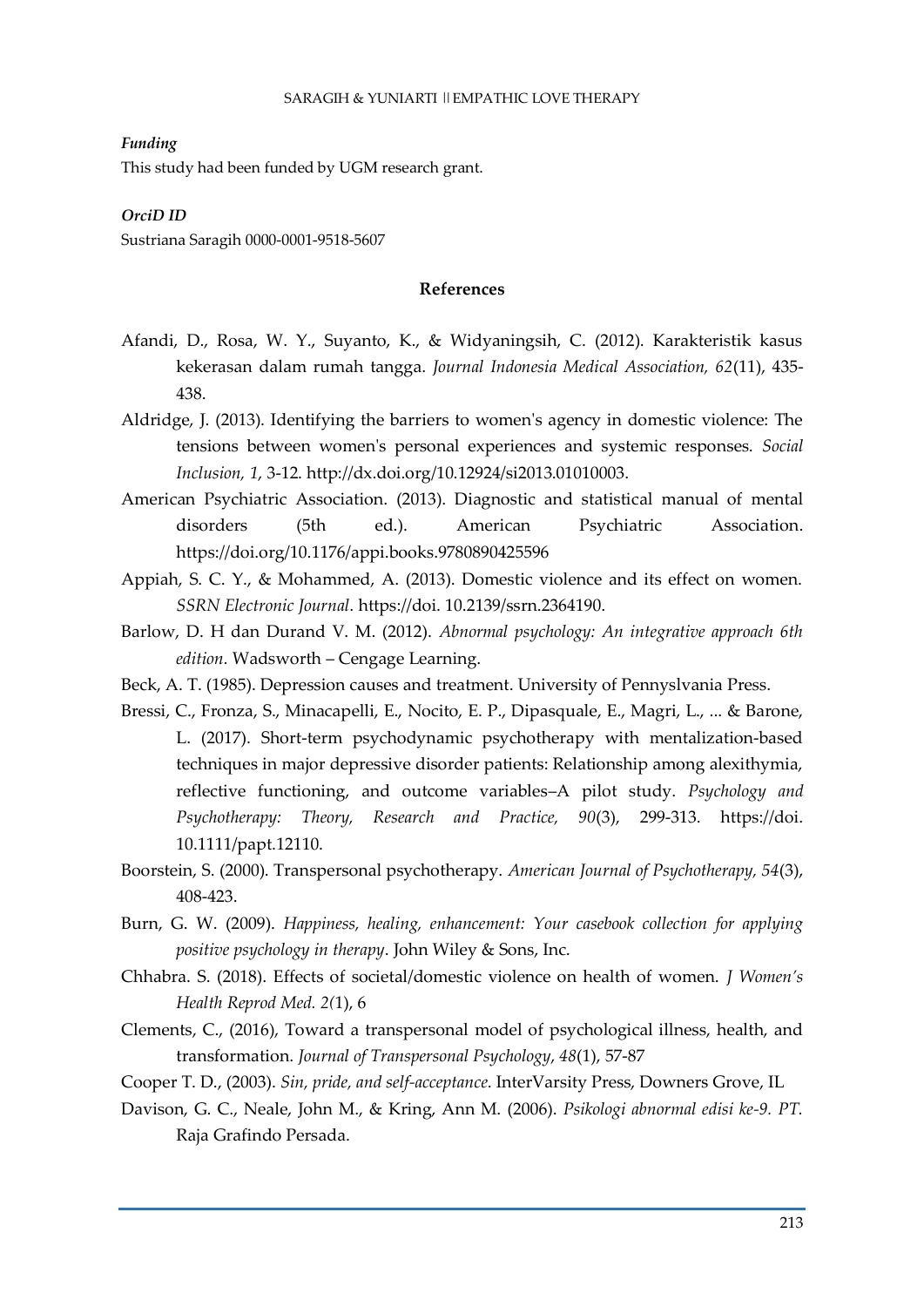### *Funding*

This study had been funded by UGM research grant.

### *OrciD ID*

Sustriana Saragih 0000-0001-9518-5607

## References

Afandi, D., Rosa, W. Y., Suyanto, K., & Widyaningsih, C. (2012). Karakteristik kasus kekerasan dalam rumah tangga. *Journal Indonesia Medical Association, 62*(11), 435-438.

Aldridge, J. (2013). Identifying the barriers to women's agency in domestic violence: The tensions between women's personal experiences and systemic responses. *Social Inclusion, 1*, 3-12. http://dx.doi.org/10.12924/si2013.01010003.

American Psychiatric Association. (2013). Diagnostic and statistical manual of mental disorders (5th ed.). American Psychiatric Association. https://doi.org/10.1176/appi.books.9780890425596

Appiah, S. C. Y., & Mohammed, A. (2013). Domestic violence and its effect on women. *SSRN Electronic Journal*. https://doi. 10.2139/ssrn.2364190.

Barlow, D. H dan Durand V. M. (2012). *Abnormal psychology: An integrative approach 6th edition.* Wadsworth – Cengage Learning.

Beck, A. T. (1985). Depression causes and treatment. University of Pennyslvania Press.

Bressi, C., Fronza, S., Minacapelli, E., Nocito, E. P., Dipasquale, E., Magri, L., ... & Barone, L. (2017). Short-term psychodynamic psychotherapy with mentalization-based techniques in major depressive disorder patients: Relationship among alexithymia, reflective functioning, and outcome variables–A pilot study. *Psychology and Psychotherapy: Theory, Research and Practice, 90*(3), 299-313. https://doi. 10.1111/papt.12110.

Boorstein, S. (2000). Transpersonal psychotherapy. *American Journal of Psychotherapy, 54*(3), 408-423.

Burn, G. W. (2009). *Happiness, healing, enhancement: Your casebook collection for applying positive psychology in therapy*. John Wiley & Sons, Inc.

Chhabra. S. (2018). Effects of societal/domestic violence on health of women. *J Women's Health Reprod Med. 2(*1), 6

Clements, C., (2016), Toward a transpersonal model of psychological illness, health, and transformation. *Journal of Transpersonal Psychology*, *48*(1), 57-87

Cooper T. D., (2003). *Sin, pride, and self-acceptance*. InterVarsity Press, Downers Grove, IL

Davison, G. C., Neale, John M., & Kring, Ann M. (2006). *Psikologi abnormal edisi ke-9. PT.* Raja Grafindo Persada.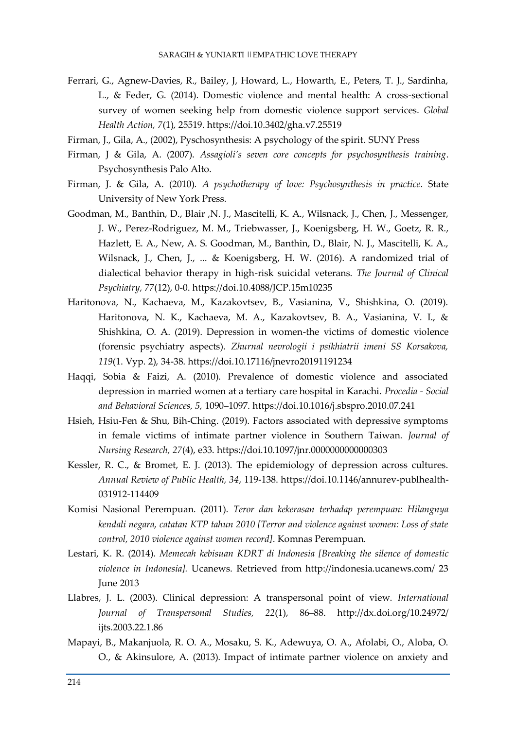Ferrari, G., Agnew-Davies, R., Bailey, J, Howard, L., Howarth, E., Peters, T. J., Sardinha, L., & Feder, G. (2014). Domestic violence and mental health: A cross-sectional survey of women seeking help from domestic violence support services. *Global Health Action, 7*(1), 25519. https://doi.10.3402/gha.v7.25519

Firman, J., Gila, A., (2002), Pyschosynthesis: A psychology of the spirit. SUNY Press

Firman, J & Gila, A. (2007). *Assagioli's seven core concepts for psychosynthesis training*. Psychosynthesis Palo Alto.

Firman, J. & Gila, A. (2010). *A psychotherapy of love: Psychosynthesis in practice*. State University of New York Press.

Goodman, M., Banthin, D., Blair ,N. J., Mascitelli, K. A., Wilsnack, J., Chen, J., Messenger, J. W., Perez-Rodriguez, M. M., Triebwasser, J., Koenigsberg, H. W., Goetz, R. R., Hazlett, E. A., New, A. S. Goodman, M., Banthin, D., Blair, N. J., Mascitelli, K. A., Wilsnack, J., Chen, J., ... & Koenigsberg, H. W. (2016). A randomized trial of dialectical behavior therapy in high-risk suicidal veterans. *The Journal of Clinical Psychiatry, 77*(12), 0-0. https://doi.10.4088/JCP.15m10235

Haritonova, N., Kachaeva, M., Kazakovtsev, B., Vasianina, V., Shishkina, O. (2019). Haritonova, N. K., Kachaeva, M. A., Kazakovtsev, B. A., Vasianina, V. I., & Shishkina, O. A. (2019). Depression in women-the victims of domestic violence (forensic psychiatry aspects). *Zhurnal nevrologii i psikhiatrii imeni SS Korsakova, 119*(1. Vyp. 2), 34-38. https://doi.10.17116/jnevro20191191234

Haqqi, Sobia & Faizi, A. (2010). Prevalence of domestic violence and associated depression in married women at a tertiary care hospital in Karachi. *Procedia - Social and Behavioral Sciences, 5,* 1090–1097. https://doi.10.1016/j.sbspro.2010.07.241

Hsieh, Hsiu-Fen & Shu, Bih-Ching. (2019). Factors associated with depressive symptoms in female victims of intimate partner violence in Southern Taiwan. *Journal of Nursing Research, 27*(4), e33. https://doi.10.1097/jnr.0000000000000303

Kessler, R. C., & Bromet, E. J. (2013). The epidemiology of depression across cultures. *Annual Review of Public Health, 34*, 119-138. https://doi.10.1146/annurev-publhealth-031912-114409

Komisi Nasional Perempuan. (2011). *Teror dan kekerasan terhadap perempuan: Hilangnya kendali negara, catatan KTP tahun 2010 [Terror and violence against women: Loss of state control, 2010 violence against women record]*. Komnas Perempuan.

Lestari, K. R. (2014). *Memecah kebisuan KDRT di Indonesia [Breaking the silence of domestic violence in Indonesia].* Ucanews. Retrieved from http://indonesia.ucanews.com/ 23 June 2013

Llabres, J. L. (2003). Clinical depression: A transpersonal point of view. *International Journal of Transpersonal Studies, 22*(1), 86–88. http://dx.doi.org/10.24972/ijts.2003.22.1.86

Mapayi, B., Makanjuola, R. O. A., Mosaku, S. K., Adewuya, O. A., Afolabi, O., Aloba, O. O., & Akinsulore, A. (2013). Impact of intimate partner violence on anxiety and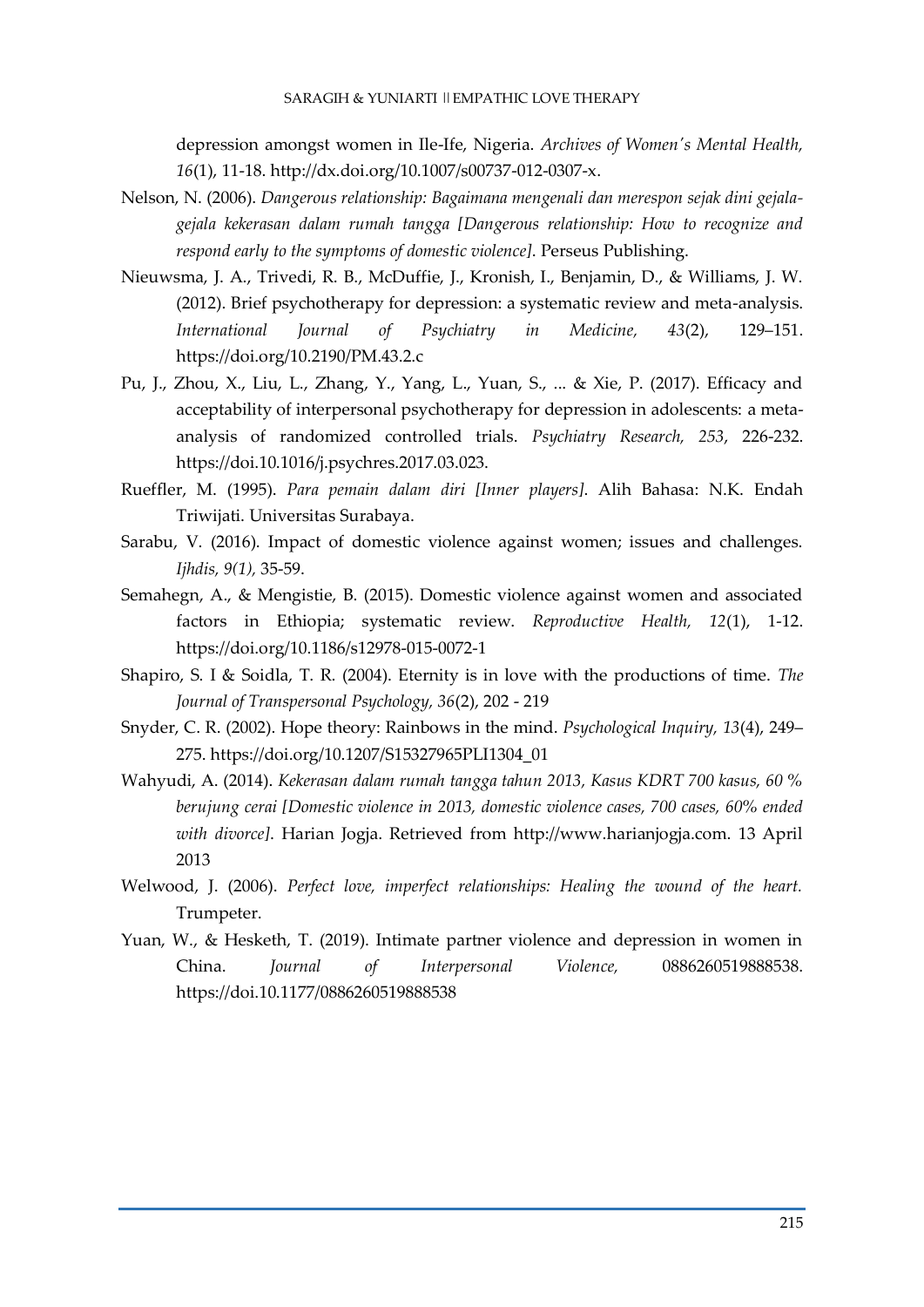depression amongst women in Ile-Ife, Nigeria. *Archives of Women's Mental Health, 16*(1), 11-18. http://dx.doi.org/10.1007/s00737-012-0307-x.

Nelson, N. (2006). *Dangerous relationship: Bagaimana mengenali dan merespon sejak dini gejala-gejala kekerasan dalam rumah tangga [Dangerous relationship: How to recognize and respond early to the symptoms of domestic violence]*. Perseus Publishing.

Nieuwsma, J. A., Trivedi, R. B., McDuffie, J., Kronish, I., Benjamin, D., & Williams, J. W. (2012). Brief psychotherapy for depression: a systematic review and meta-analysis. *International Journal of Psychiatry in Medicine, 43*(2), 129–151. https://doi.org/10.2190/PM.43.2.c

Pu, J., Zhou, X., Liu, L., Zhang, Y., Yang, L., Yuan, S., ... & Xie, P. (2017). Efficacy and acceptability of interpersonal psychotherapy for depression in adolescents: a meta-analysis of randomized controlled trials. *Psychiatry Research, 253*, 226-232. https://doi.10.1016/j.psychres.2017.03.023.

Rueffler, M. (1995). *Para pemain dalam diri [Inner players]*. Alih Bahasa: N.K. Endah Triwijati. Universitas Surabaya.

Sarabu, V. (2016). Impact of domestic violence against women; issues and challenges. *Ijhdis, 9(1)*, 35-59.

Semahegn, A., & Mengistie, B. (2015). Domestic violence against women and associated factors in Ethiopia; systematic review. *Reproductive Health, 12*(1), 1-12. https://doi.org/10.1186/s12978-015-0072-1

Shapiro, S. I & Soidla, T. R. (2004). Eternity is in love with the productions of time. *The Journal of Transpersonal Psychology, 36*(2), 202 - 219

Snyder, C. R. (2002). Hope theory: Rainbows in the mind. *Psychological Inquiry, 13*(4), 249–275. https://doi.org/10.1207/S15327965PLI1304_01

Wahyudi, A. (2014). *Kekerasan dalam rumah tangga tahun 2013, Kasus KDRT 700 kasus, 60 % berujung cerai [Domestic violence in 2013, domestic violence cases, 700 cases, 60% ended with divorce]*. Harian Jogja. Retrieved from http://www.harianjogja.com. 13 April 2013

Welwood, J. (2006). *Perfect love, imperfect relationships: Healing the wound of the heart.* Trumpeter.

Yuan, W., & Hesketh, T. (2019). Intimate partner violence and depression in women in China. *Journal of Interpersonal Violence,* 0886260519888538. https://doi.10.1177/0886260519888538